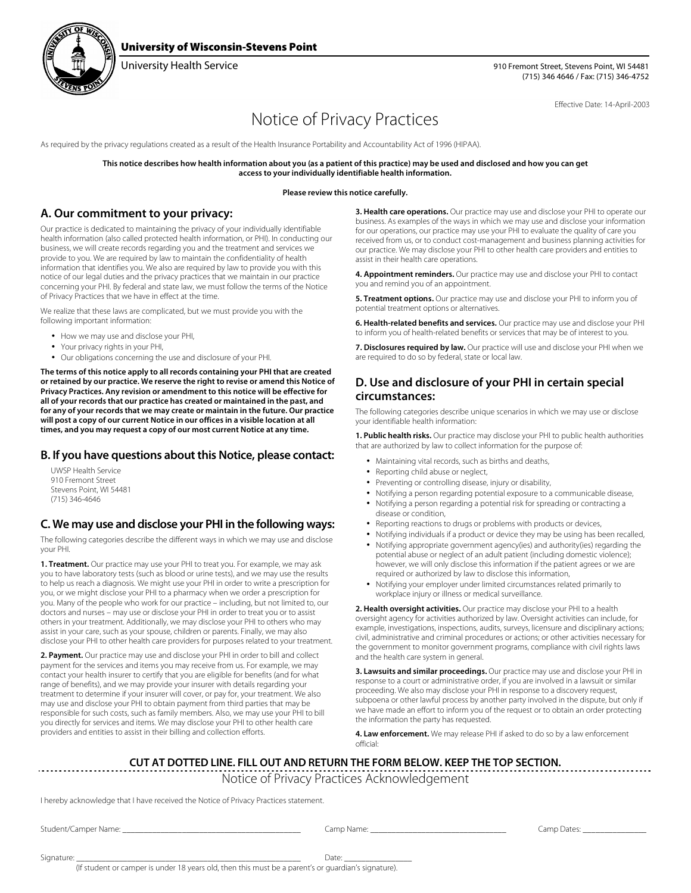**University of Wisconsin-Stevens Point**

University Health Service

910 Fremont Street, Stevens Point, WI 54481
(715) 346 4646 / Fax: (715) 346-4752

Effective Date: 14-April-2003

# Notice of Privacy Practices

As required by the privacy regulations created as a result of the Health Insurance Portability and Accountability Act of 1996 (HIPAA).

**This notice describes how health information about you (as a patient of this practice) may be used and disclosed and how you can get access to your individually identifiable health information.**

**Please review this notice carefully.**

## A. Our commitment to your privacy:

Our practice is dedicated to maintaining the privacy of your individually identifiable health information (also called protected health information, or PHI). In conducting our business, we will create records regarding you and the treatment and services we provide to you. We are required by law to maintain the confidentiality of health information that identifies you. We also are required by law to provide you with this notice of our legal duties and the privacy practices that we maintain in our practice concerning your PHI. By federal and state law, we must follow the terms of the Notice of Privacy Practices that we have in effect at the time.

We realize that these laws are complicated, but we must provide you with the following important information:

- How we may use and disclose your PHI,
- Your privacy rights in your PHI,
- Our obligations concerning the use and disclosure of your PHI.

**The terms of this notice apply to all records containing your PHI that are created or retained by our practice. We reserve the right to revise or amend this Notice of Privacy Practices. Any revision or amendment to this notice will be effective for all of your records that our practice has created or maintained in the past, and for any of your records that we may create or maintain in the future. Our practice will post a copy of our current Notice in our offices in a visible location at all times, and you may request a copy of our most current Notice at any time.**

## B. If you have questions about this Notice, please contact:

UWSP Health Service
910 Fremont Street
Stevens Point, WI 54481
(715) 346-4646

## C. We may use and disclose your PHI in the following ways:

The following categories describe the different ways in which we may use and disclose your PHI.

**1. Treatment.** Our practice may use your PHI to treat you. For example, we may ask you to have laboratory tests (such as blood or urine tests), and we may use the results to help us reach a diagnosis. We might use your PHI in order to write a prescription for you, or we might disclose your PHI to a pharmacy when we order a prescription for you. Many of the people who work for our practice – including, but not limited to, our doctors and nurses – may use or disclose your PHI in order to treat you or to assist others in your treatment. Additionally, we may disclose your PHI to others who may assist in your care, such as your spouse, children or parents. Finally, we may also disclose your PHI to other health care providers for purposes related to your treatment.

**2. Payment.** Our practice may use and disclose your PHI in order to bill and collect payment for the services and items you may receive from us. For example, we may contact your health insurer to certify that you are eligible for benefits (and for what range of benefits), and we may provide your insurer with details regarding your treatment to determine if your insurer will cover, or pay for, your treatment. We also may use and disclose your PHI to obtain payment from third parties that may be responsible for such costs, such as family members. Also, we may use your PHI to bill you directly for services and items. We may disclose your PHI to other health care providers and entities to assist in their billing and collection efforts.

**3. Health care operations.** Our practice may use and disclose your PHI to operate our business. As examples of the ways in which we may use and disclose your information for our operations, our practice may use your PHI to evaluate the quality of care you received from us, or to conduct cost-management and business planning activities for our practice. We may disclose your PHI to other health care providers and entities to assist in their health care operations.

**4. Appointment reminders.** Our practice may use and disclose your PHI to contact you and remind you of an appointment.

**5. Treatment options.** Our practice may use and disclose your PHI to inform you of potential treatment options or alternatives.

**6. Health-related benefits and services.** Our practice may use and disclose your PHI to inform you of health-related benefits or services that may be of interest to you.

**7. Disclosures required by law.** Our practice will use and disclose your PHI when we are required to do so by federal, state or local law.

## D. Use and disclosure of your PHI in certain special circumstances:

The following categories describe unique scenarios in which we may use or disclose your identifiable health information:

**1. Public health risks.** Our practice may disclose your PHI to public health authorities that are authorized by law to collect information for the purpose of:

- Maintaining vital records, such as births and deaths,
- Reporting child abuse or neglect,
- Preventing or controlling disease, injury or disability,
- Notifying a person regarding potential exposure to a communicable disease,
- Notifying a person regarding a potential risk for spreading or contracting a disease or condition,
- Reporting reactions to drugs or problems with products or devices,
- Notifying individuals if a product or device they may be using has been recalled,
- Notifying appropriate government agency(ies) and authority(ies) regarding the potential abuse or neglect of an adult patient (including domestic violence); however, we will only disclose this information if the patient agrees or we are required or authorized by law to disclose this information,
- Notifying your employer under limited circumstances related primarily to workplace injury or illness or medical surveillance.

**2. Health oversight activities.** Our practice may disclose your PHI to a health oversight agency for activities authorized by law. Oversight activities can include, for example, investigations, inspections, audits, surveys, licensure and disciplinary actions; civil, administrative and criminal procedures or actions; or other activities necessary for the government to monitor government programs, compliance with civil rights laws and the health care system in general.

**3. Lawsuits and similar proceedings.** Our practice may use and disclose your PHI in response to a court or administrative order, if you are involved in a lawsuit or similar proceeding. We also may disclose your PHI in response to a discovery request, subpoena or other lawful process by another party involved in the dispute, but only if we have made an effort to inform you of the request or to obtain an order protecting the information the party has requested.

**4. Law enforcement.** We may release PHI if asked to do so by a law enforcement official:

**CUT AT DOTTED LINE. FILL OUT AND RETURN THE FORM BELOW. KEEP THE TOP SECTION.**

## Notice of Privacy Practices Acknowledgement

I hereby acknowledge that I have received the Notice of Privacy Practices statement.

Student/Camper Name: ______________________ Camp Name: ____________________ Camp Dates: __________

Signature: ______________________________ Date: __________

(If student or camper is under 18 years old, then this must be a parent's or guardian's signature).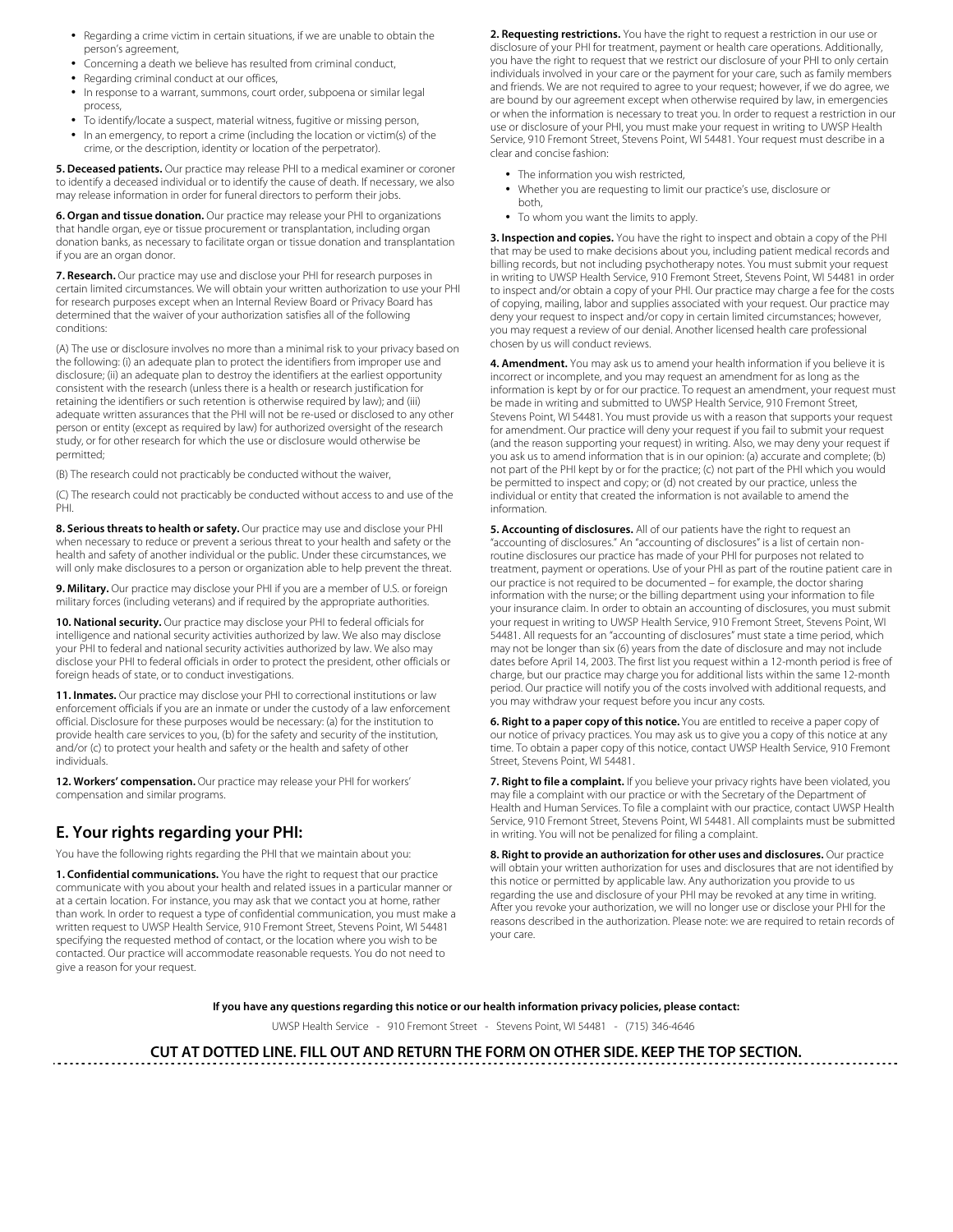- Regarding a crime victim in certain situations, if we are unable to obtain the person's agreement,
- Concerning a death we believe has resulted from criminal conduct,
- Regarding criminal conduct at our offices,
- In response to a warrant, summons, court order, subpoena or similar legal process,
- To identify/locate a suspect, material witness, fugitive or missing person,
- In an emergency, to report a crime (including the location or victim(s) of the crime, or the description, identity or location of the perpetrator).

**5. Deceased patients.** Our practice may release PHI to a medical examiner or coroner to identify a deceased individual or to identify the cause of death. If necessary, we also may release information in order for funeral directors to perform their jobs.

**6. Organ and tissue donation.** Our practice may release your PHI to organizations that handle organ, eye or tissue procurement or transplantation, including organ donation banks, as necessary to facilitate organ or tissue donation and transplantation if you are an organ donor.

**7. Research.** Our practice may use and disclose your PHI for research purposes in certain limited circumstances. We will obtain your written authorization to use your PHI for research purposes except when an Internal Review Board or Privacy Board has determined that the waiver of your authorization satisfies all of the following conditions:

(A) The use or disclosure involves no more than a minimal risk to your privacy based on the following: (i) an adequate plan to protect the identifiers from improper use and disclosure; (ii) an adequate plan to destroy the identifiers at the earliest opportunity consistent with the research (unless there is a health or research justification for retaining the identifiers or such retention is otherwise required by law); and (iii) adequate written assurances that the PHI will not be re-used or disclosed to any other person or entity (except as required by law) for authorized oversight of the research study, or for other research for which the use or disclosure would otherwise be permitted;

(B) The research could not practicably be conducted without the waiver,

(C) The research could not practicably be conducted without access to and use of the PHI.

**8. Serious threats to health or safety.** Our practice may use and disclose your PHI when necessary to reduce or prevent a serious threat to your health and safety or the health and safety of another individual or the public. Under these circumstances, we will only make disclosures to a person or organization able to help prevent the threat.

**9. Military.** Our practice may disclose your PHI if you are a member of U.S. or foreign military forces (including veterans) and if required by the appropriate authorities.

**10. National security.** Our practice may disclose your PHI to federal officials for intelligence and national security activities authorized by law. We also may disclose your PHI to federal and national security activities authorized by law. We also may disclose your PHI to federal officials in order to protect the president, other officials or foreign heads of state, or to conduct investigations.

**11. Inmates.** Our practice may disclose your PHI to correctional institutions or law enforcement officials if you are an inmate or under the custody of a law enforcement official. Disclosure for these purposes would be necessary: (a) for the institution to provide health care services to you, (b) for the safety and security of the institution, and/or (c) to protect your health and safety or the health and safety of other individuals.

**12. Workers' compensation.** Our practice may release your PHI for workers' compensation and similar programs.

## E. Your rights regarding your PHI:

You have the following rights regarding the PHI that we maintain about you:

**1. Confidential communications.** You have the right to request that our practice communicate with you about your health and related issues in a particular manner or at a certain location. For instance, you may ask that we contact you at home, rather than work. In order to request a type of confidential communication, you must make a written request to UWSP Health Service, 910 Fremont Street, Stevens Point, WI 54481 specifying the requested method of contact, or the location where you wish to be contacted. Our practice will accommodate reasonable requests. You do not need to give a reason for your request.

**2. Requesting restrictions.** You have the right to request a restriction in our use or disclosure of your PHI for treatment, payment or health care operations. Additionally, you have the right to request that we restrict our disclosure of your PHI to only certain individuals involved in your care or the payment for your care, such as family members and friends. We are not required to agree to your request; however, if we do agree, we are bound by our agreement except when otherwise required by law, in emergencies or when the information is necessary to treat you. In order to request a restriction in our use or disclosure of your PHI, you must make your request in writing to UWSP Health Service, 910 Fremont Street, Stevens Point, WI 54481. Your request must describe in a clear and concise fashion:

- The information you wish restricted,
- Whether you are requesting to limit our practice's use, disclosure or both,
- To whom you want the limits to apply.

**3. Inspection and copies.** You have the right to inspect and obtain a copy of the PHI that may be used to make decisions about you, including patient medical records and billing records, but not including psychotherapy notes. You must submit your request in writing to UWSP Health Service, 910 Fremont Street, Stevens Point, WI 54481 in order to inspect and/or obtain a copy of your PHI. Our practice may charge a fee for the costs of copying, mailing, labor and supplies associated with your request. Our practice may deny your request to inspect and/or copy in certain limited circumstances; however, you may request a review of our denial. Another licensed health care professional chosen by us will conduct reviews.

**4. Amendment.** You may ask us to amend your health information if you believe it is incorrect or incomplete, and you may request an amendment for as long as the information is kept by or for our practice. To request an amendment, your request must be made in writing and submitted to UWSP Health Service, 910 Fremont Street, Stevens Point, WI 54481. You must provide us with a reason that supports your request for amendment. Our practice will deny your request if you fail to submit your request (and the reason supporting your request) in writing. Also, we may deny your request if you ask us to amend information that is in our opinion: (a) accurate and complete; (b) not part of the PHI kept by or for the practice; (c) not part of the PHI which you would be permitted to inspect and copy; or (d) not created by our practice, unless the individual or entity that created the information is not available to amend the information.

**5. Accounting of disclosures.** All of our patients have the right to request an "accounting of disclosures." An "accounting of disclosures" is a list of certain non-routine disclosures our practice has made of your PHI for purposes not related to treatment, payment or operations. Use of your PHI as part of the routine patient care in our practice is not required to be documented – for example, the doctor sharing information with the nurse; or the billing department using your information to file your insurance claim. In order to obtain an accounting of disclosures, you must submit your request in writing to UWSP Health Service, 910 Fremont Street, Stevens Point, WI 54481. All requests for an "accounting of disclosures" must state a time period, which may not be longer than six (6) years from the date of disclosure and may not include dates before April 14, 2003. The first list you request within a 12-month period is free of charge, but our practice may charge you for additional lists within the same 12-month period. Our practice will notify you of the costs involved with additional requests, and you may withdraw your request before you incur any costs.

**6. Right to a paper copy of this notice.** You are entitled to receive a paper copy of our notice of privacy practices. You may ask us to give you a copy of this notice at any time. To obtain a paper copy of this notice, contact UWSP Health Service, 910 Fremont Street, Stevens Point, WI 54481.

**7. Right to file a complaint.** If you believe your privacy rights have been violated, you may file a complaint with our practice or with the Secretary of the Department of Health and Human Services. To file a complaint with our practice, contact UWSP Health Service, 910 Fremont Street, Stevens Point, WI 54481. All complaints must be submitted in writing. You will not be penalized for filing a complaint.

**8. Right to provide an authorization for other uses and disclosures.** Our practice will obtain your written authorization for uses and disclosures that are not identified by this notice or permitted by applicable law. Any authorization you provide to us regarding the use and disclosure of your PHI may be revoked at any time in writing. After you revoke your authorization, we will no longer use or disclose your PHI for the reasons described in the authorization. Please note: we are required to retain records of your care.

**If you have any questions regarding this notice or our health information privacy policies, please contact:**

UWSP Health Service - 910 Fremont Street - Stevens Point, WI 54481 - (715) 346-4646

**CUT AT DOTTED LINE. FILL OUT AND RETURN THE FORM ON OTHER SIDE. KEEP THE TOP SECTION.**